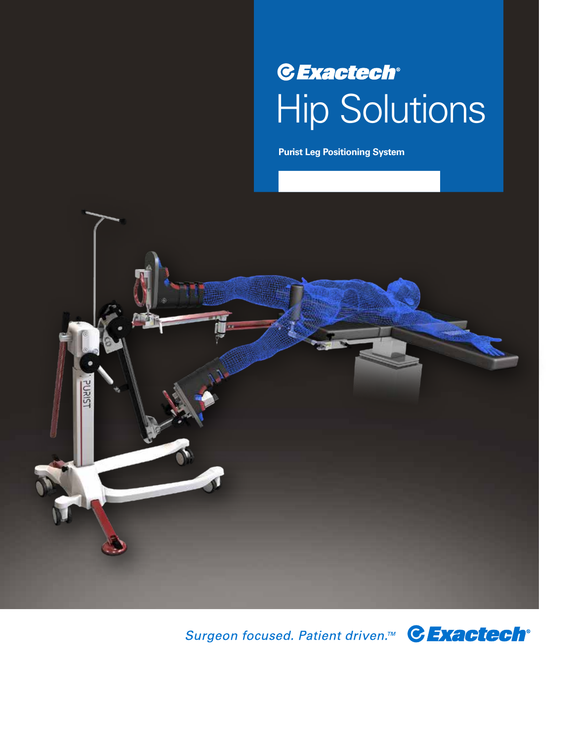Exactech®

# Hip Solutions

**Purist Leg Positioning System**

*Surgeon focused. Patient driven.™* Exactech®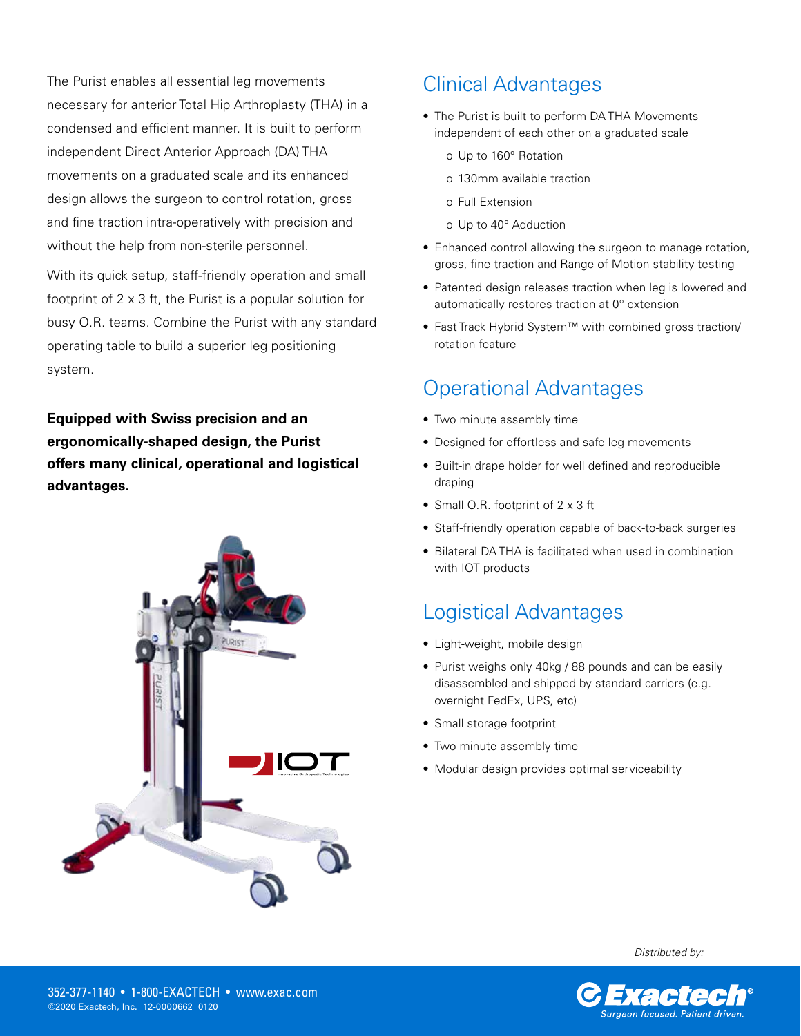The Purist enables all essential leg movements necessary for anterior Total Hip Arthroplasty (THA) in a condensed and efficient manner. It is built to perform independent Direct Anterior Approach (DA) THA movements on a graduated scale and its enhanced design allows the surgeon to control rotation, gross and fine traction intra-operatively with precision and without the help from non-sterile personnel.

With its quick setup, staff-friendly operation and small footprint of 2 x 3 ft, the Purist is a popular solution for busy O.R. teams. Combine the Purist with any standard operating table to build a superior leg positioning system.

**Equipped with Swiss precision and an ergonomically-shaped design, the Purist offers many clinical, operational and logistical advantages.**

## Clinical Advantages

- The Purist is built to perform DA THA Movements independent of each other on a graduated scale
  - Up to 160° Rotation
  - 130mm available traction
  - Full Extension
  - Up to 40° Adduction
- Enhanced control allowing the surgeon to manage rotation, gross, fine traction and Range of Motion stability testing
- Patented design releases traction when leg is lowered and automatically restores traction at 0° extension
- Fast Track Hybrid System™ with combined gross traction/ rotation feature

## Operational Advantages

- Two minute assembly time
- Designed for effortless and safe leg movements
- Built-in drape holder for well defined and reproducible draping
- Small O.R. footprint of 2 x 3 ft
- Staff-friendly operation capable of back-to-back surgeries
- Bilateral DA THA is facilitated when used in combination with IOT products

## Logistical Advantages

- Light-weight, mobile design
- Purist weighs only 40kg / 88 pounds and can be easily disassembled and shipped by standard carriers (e.g. overnight FedEx, UPS, etc)
- Small storage footprint
- Two minute assembly time
- Modular design provides optimal serviceability

*Distributed by:*

Exactech® Surgeon focused. Patient driven.

352-377-1140 • 1-800-EXACTECH • www.exac.com

©2020 Exactech, Inc. 12-0000662 0120